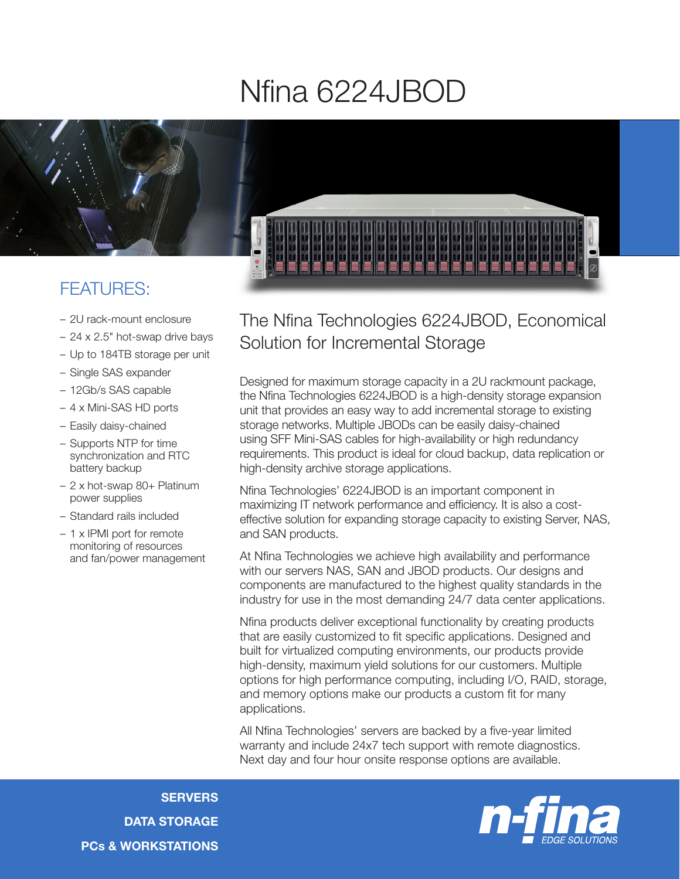# Nfina 6224JBOD

## FEATURES:

- 2U rack-mount enclosure
- 24 x 2.5" hot-swap drive bays
- Up to 184TB storage per unit
- Single SAS expander
- 12Gb/s SAS capable
- 4 x Mini-SAS HD ports
- Easily daisy-chained
- Supports NTP for time synchronization and RTC battery backup
- 2 x hot-swap 80+ Platinum power supplies
- Standard rails included
- 1 x IPMI port for remote monitoring of resources and fan/power management

## The Nfina Technologies 6224JBOD, Economical Solution for Incremental Storage

Designed for maximum storage capacity in a 2U rackmount package, the Nfina Technologies 6224JBOD is a high-density storage expansion unit that provides an easy way to add incremental storage to existing storage networks. Multiple JBODs can be easily daisy-chained using SFF Mini-SAS cables for high-availability or high redundancy requirements. This product is ideal for cloud backup, data replication or high-density archive storage applications.

Nfina Technologies' 6224JBOD is an important component in maximizing IT network performance and efficiency. It is also a cost-effective solution for expanding storage capacity to existing Server, NAS, and SAN products.

At Nfina Technologies we achieve high availability and performance with our servers NAS, SAN and JBOD products. Our designs and components are manufactured to the highest quality standards in the industry for use in the most demanding 24/7 data center applications.

Nfina products deliver exceptional functionality by creating products that are easily customized to fit specific applications. Designed and built for virtualized computing environments, our products provide high-density, maximum yield solutions for our customers. Multiple options for high performance computing, including I/O, RAID, storage, and memory options make our products a custom fit for many applications.

All Nfina Technologies' servers are backed by a five-year limited warranty and include 24x7 tech support with remote diagnostics. Next day and four hour onsite response options are available.

**SERVERS**
**DATA STORAGE**
**PCs & WORKSTATIONS**

n-fina EDGE SOLUTIONS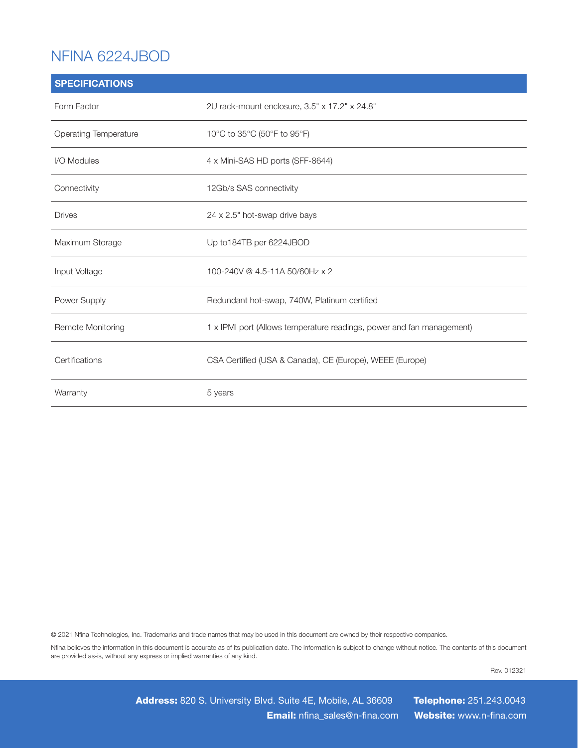# NFINA 6224JBOD

| SPECIFICATIONS | |
|---|---|
| Form Factor | 2U rack-mount enclosure, 3.5" x 17.2" x 24.8" |
| Operating Temperature | 10°C to 35°C (50°F to 95°F) |
| I/O Modules | 4 x Mini-SAS HD ports (SFF-8644) |
| Connectivity | 12Gb/s SAS connectivity |
| Drives | 24 x 2.5" hot-swap drive bays |
| Maximum Storage | Up to184TB per 6224JBOD |
| Input Voltage | 100-240V @ 4.5-11A 50/60Hz x 2 |
| Power Supply | Redundant hot-swap, 740W, Platinum certified |
| Remote Monitoring | 1 x IPMI port (Allows temperature readings, power and fan management) |
| Certifications | CSA Certified (USA & Canada), CE (Europe), WEEE (Europe) |
| Warranty | 5 years |

© 2021 Nfina Technologies, Inc. Trademarks and trade names that may be used in this document are owned by their respective companies.

Nfina believes the information in this document is accurate as of its publication date. The information is subject to change without notice. The contents of this document are provided as-is, without any express or implied warranties of any kind.

Rev. 012321

**Address:** 820 S. University Blvd. Suite 4E, Mobile, AL 36609 **Telephone:** 251.243.0043
**Email:** nfina_sales@n-fina.com **Website:** www.n-fina.com